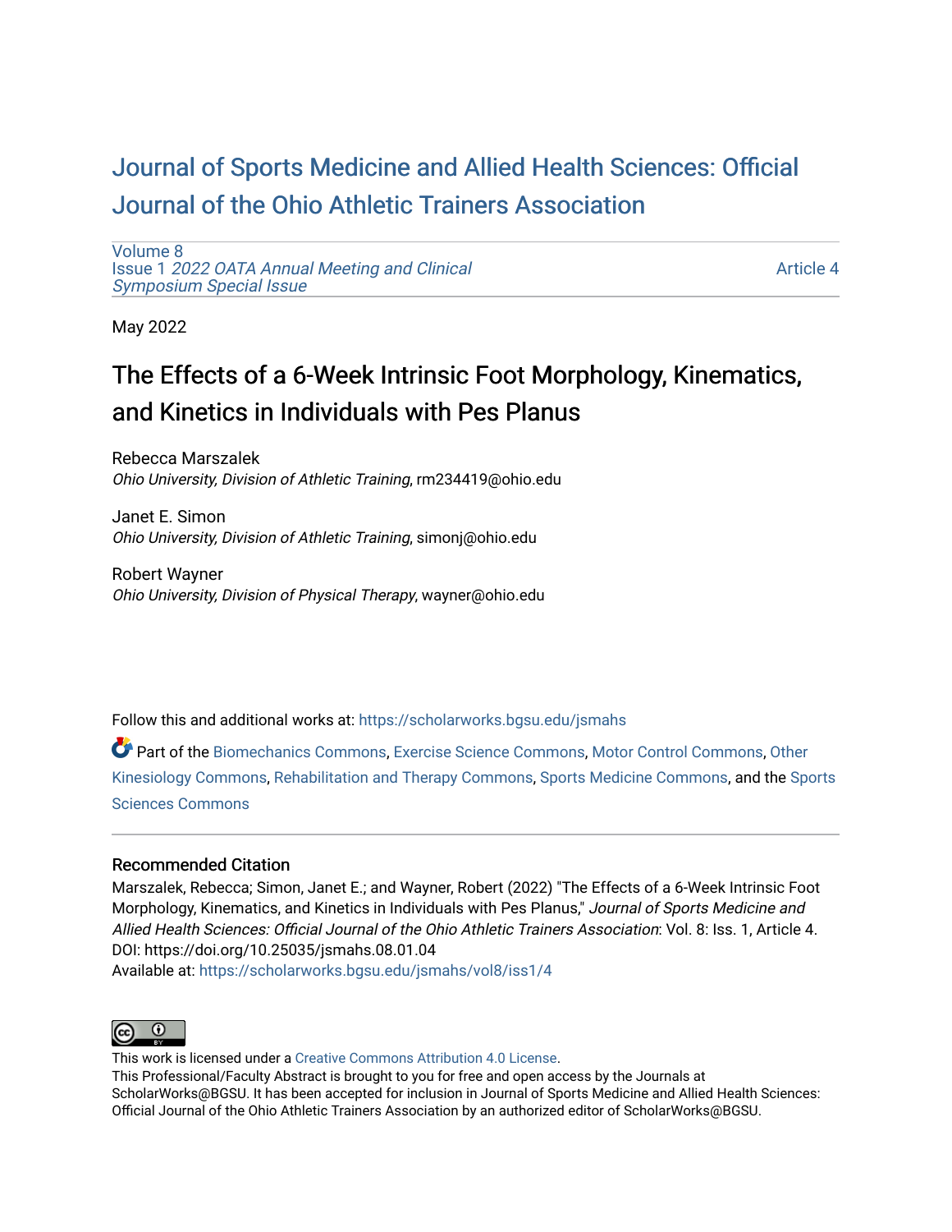# Journal of Sports Medicine and Allied Health Sciences: Official Journal of the Ohio Athletic Trainers Association

Volume 8
Issue 1 *2022 OATA Annual Meeting and Clinical Symposium Special Issue*

Article 4

May 2022

## The Effects of a 6-Week Intrinsic Foot Morphology, Kinematics, and Kinetics in Individuals with Pes Planus

Rebecca Marszalek
*Ohio University, Division of Athletic Training*, rm234419@ohio.edu

Janet E. Simon
*Ohio University, Division of Athletic Training*, simonj@ohio.edu

Robert Wayner
*Ohio University, Division of Physical Therapy*, wayner@ohio.edu

Follow this and additional works at: https://scholarworks.bgsu.edu/jsmahs

Part of the Biomechanics Commons, Exercise Science Commons, Motor Control Commons, Other Kinesiology Commons, Rehabilitation and Therapy Commons, Sports Medicine Commons, and the Sports Sciences Commons

### Recommended Citation

Marszalek, Rebecca; Simon, Janet E.; and Wayner, Robert (2022) "The Effects of a 6-Week Intrinsic Foot Morphology, Kinematics, and Kinetics in Individuals with Pes Planus," *Journal of Sports Medicine and Allied Health Sciences: Official Journal of the Ohio Athletic Trainers Association*: Vol. 8: Iss. 1, Article 4.
DOI: https://doi.org/10.25035/jsmahs.08.01.04
Available at: https://scholarworks.bgsu.edu/jsmahs/vol8/iss1/4

This work is licensed under a Creative Commons Attribution 4.0 License.
This Professional/Faculty Abstract is brought to you for free and open access by the Journals at ScholarWorks@BGSU. It has been accepted for inclusion in Journal of Sports Medicine and Allied Health Sciences: Official Journal of the Ohio Athletic Trainers Association by an authorized editor of ScholarWorks@BGSU.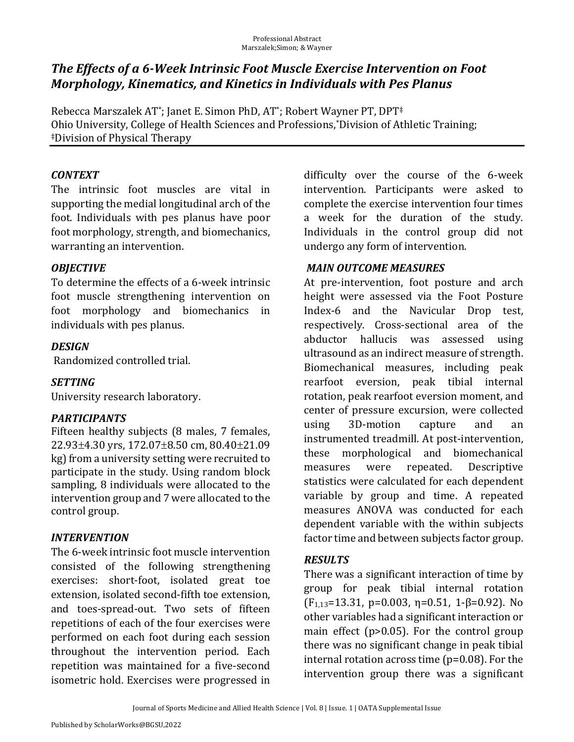# *The Effects of a 6-Week Intrinsic Foot Muscle Exercise Intervention on Foot Morphology, Kinematics, and Kinetics in Individuals with Pes Planus*

Rebecca Marszalek AT[*]; Janet E. Simon PhD, AT[*]; Robert Wayner PT, DPT[‡]
Ohio University, College of Health Sciences and Professions,[*]Division of Athletic Training; [‡]Division of Physical Therapy

### *CONTEXT*

The intrinsic foot muscles are vital in supporting the medial longitudinal arch of the foot. Individuals with pes planus have poor foot morphology, strength, and biomechanics, warranting an intervention.

### *OBJECTIVE*

To determine the effects of a 6-week intrinsic foot muscle strengthening intervention on foot morphology and biomechanics in individuals with pes planus.

### *DESIGN*

Randomized controlled trial.

### *SETTING*

University research laboratory.

### *PARTICIPANTS*

Fifteen healthy subjects (8 males, 7 females, 22.93±4.30 yrs, 172.07±8.50 cm, 80.40±21.09 kg) from a university setting were recruited to participate in the study. Using random block sampling, 8 individuals were allocated to the intervention group and 7 were allocated to the control group.

### *INTERVENTION*

The 6-week intrinsic foot muscle intervention consisted of the following strengthening exercises: short-foot, isolated great toe extension, isolated second-fifth toe extension, and toes-spread-out. Two sets of fifteen repetitions of each of the four exercises were performed on each foot during each session throughout the intervention period. Each repetition was maintained for a five-second isometric hold. Exercises were progressed in difficulty over the course of the 6-week intervention. Participants were asked to complete the exercise intervention four times a week for the duration of the study. Individuals in the control group did not undergo any form of intervention.

### *MAIN OUTCOME MEASURES*

At pre-intervention, foot posture and arch height were assessed via the Foot Posture Index-6 and the Navicular Drop test, respectively. Cross-sectional area of the abductor hallucis was assessed using ultrasound as an indirect measure of strength. Biomechanical measures, including peak rearfoot eversion, peak tibial internal rotation, peak rearfoot eversion moment, and center of pressure excursion, were collected using 3D-motion capture and an instrumented treadmill. At post-intervention, these morphological and biomechanical measures were repeated. Descriptive statistics were calculated for each dependent variable by group and time. A repeated measures ANOVA was conducted for each dependent variable with the within subjects factor time and between subjects factor group.

### *RESULTS*

There was a significant interaction of time by group for peak tibial internal rotation ($F_{1,13}=13.31$, $p=0.003$, $\eta=0.51$, $1\text{-}\beta=0.92$). No other variables had a significant interaction or main effect ($p>0.05$). For the control group there was no significant change in peak tibial internal rotation across time ($p=0.08$). For the intervention group there was a significant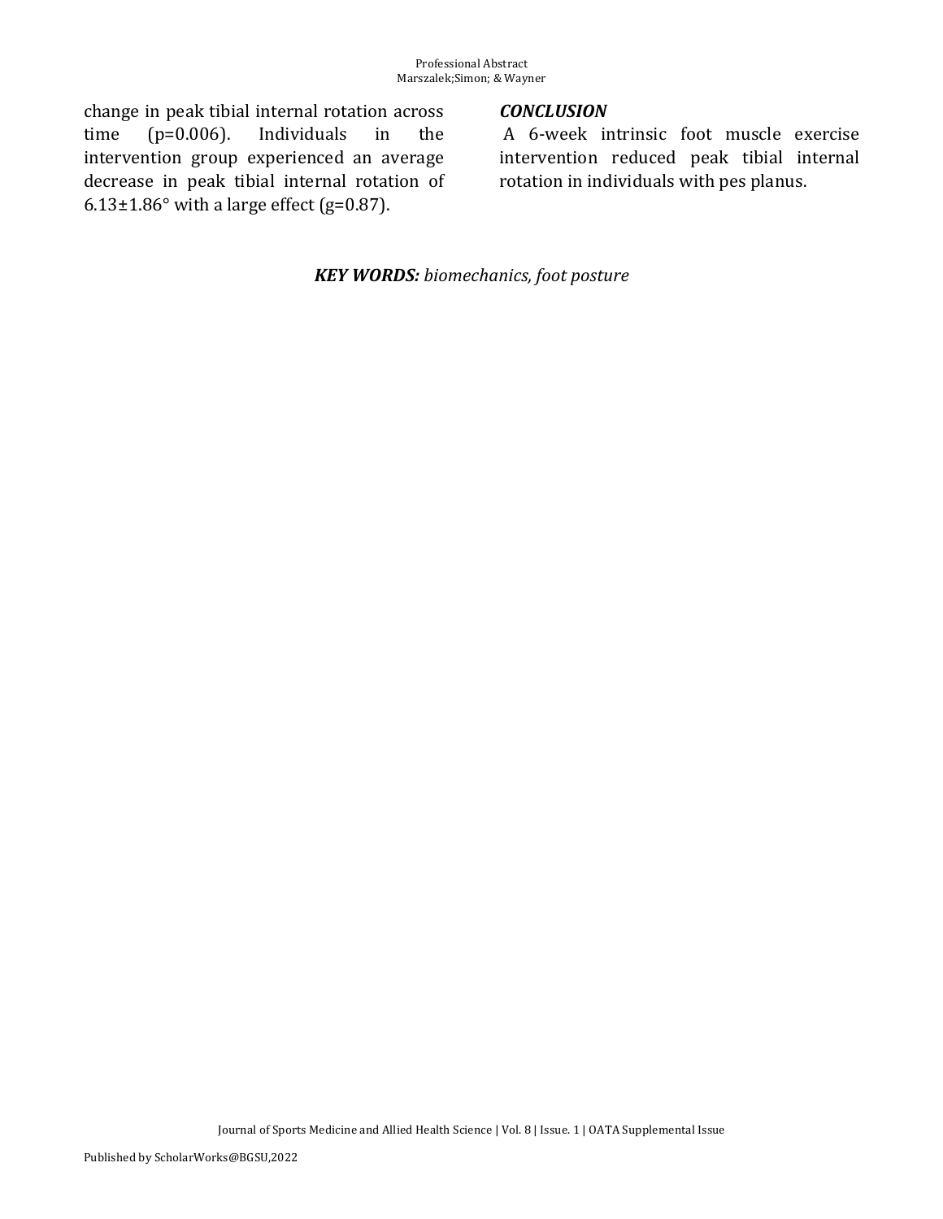change in peak tibial internal rotation across time ($p=0.006$). Individuals in the intervention group experienced an average decrease in peak tibial internal rotation of 6.13±1.86° with a large effect ($g=0.87$).

### *CONCLUSION*

A 6-week intrinsic foot muscle exercise intervention reduced peak tibial internal rotation in individuals with pes planus.

***KEY WORDS:*** *biomechanics, foot posture*